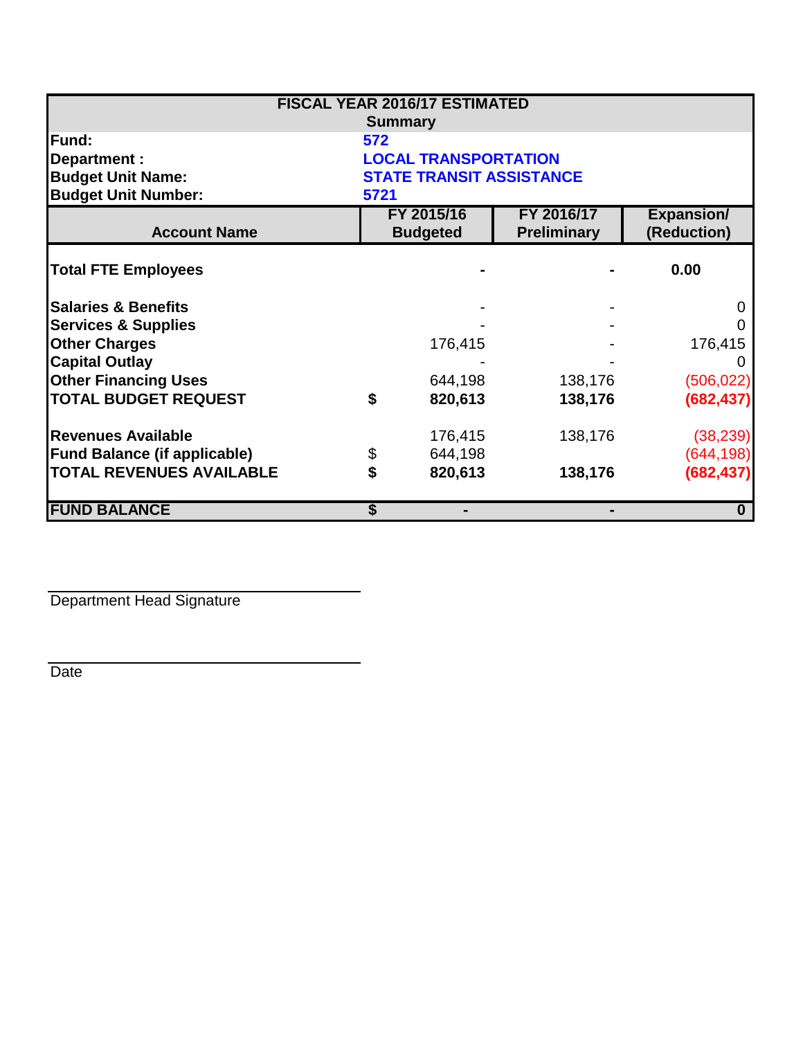**FISCAL YEAR 2016/17 ESTIMATED**

**Summary**

| | |
|---|---|
| **Fund:** | **572** |
| **Department :** | **LOCAL TRANSPORTATION** |
| **Budget Unit Name:** | **STATE TRANSIT ASSISTANCE** |
| **Budget Unit Number:** | **5721** |

| Account Name | | FY 2015/16 Budgeted | FY 2016/17 Preliminary | Expansion/ (Reduction) |
|---|---|---|---|---|
| **Total FTE Employees** | | **-** | **-** | **0.00** |
| **Salaries & Benefits** | | - | - | 0 |
| **Services & Supplies** | | - | - | 0 |
| **Other Charges** | | 176,415 | - | 176,415 |
| **Capital Outlay** | | - | - | 0 |
| **Other Financing Uses** | | 644,198 | 138,176 | (506,022) |
| **TOTAL BUDGET REQUEST** | **$** | **820,613** | **138,176** | **(682,437)** |
| **Revenues Available** | | 176,415 | 138,176 | (38,239) |
| **Fund Balance (if applicable)** | $ | 644,198 | | (644,198) |
| **TOTAL REVENUES AVAILABLE** | **$** | **820,613** | **138,176** | **(682,437)** |
| **FUND BALANCE** | **$** | **-** | **-** | **0** |

\_\_\_\_\_\_\_\_\_\_\_\_\_\_\_\_\_\_\_\_\_\_\_\_\_\_\_\_\_\_

Department Head Signature

\_\_\_\_\_\_\_\_\_\_\_\_\_\_\_\_\_\_\_\_\_\_\_\_\_\_\_\_\_\_

Date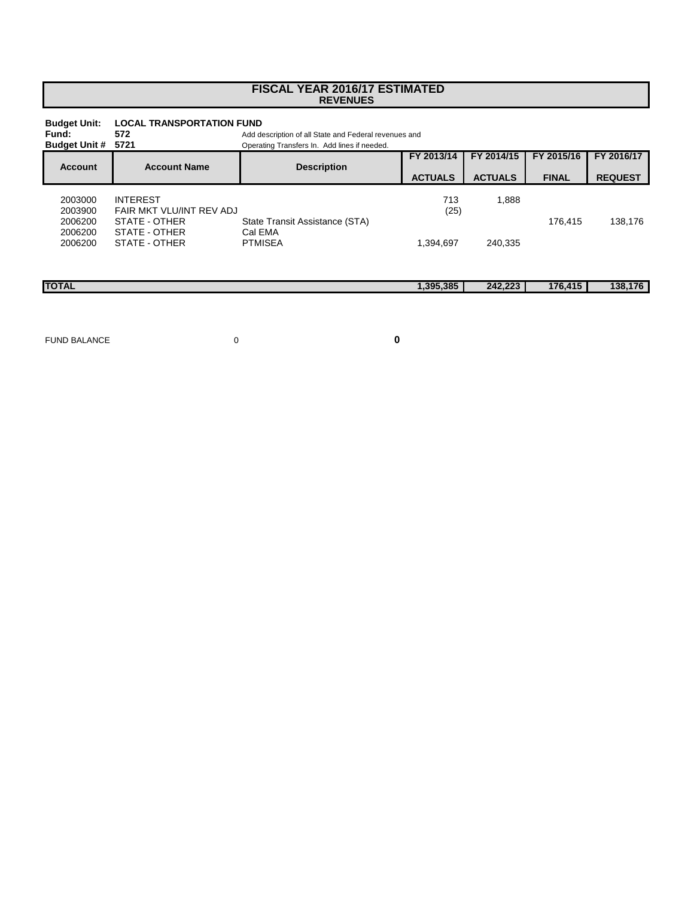# FISCAL YEAR 2016/17 ESTIMATED
## REVENUES

**Budget Unit:** **LOCAL TRANSPORTATION FUND**
**Fund:** **572** Add description of all State and Federal revenues and
**Budget Unit #** **5721** Operating Transfers In. Add lines if needed.

| Account | Account Name | Description | FY 2013/14 ACTUALS | FY 2014/15 ACTUALS | FY 2015/16 FINAL | FY 2016/17 REQUEST |
|---|---|---|---|---|---|---|
| 2003000 | INTEREST | | 713 | 1,888 | | |
| 2003900 | FAIR MKT VLU/INT REV ADJ | | (25) | | | |
| 2006200 | STATE - OTHER | State Transit Assistance (STA) | | | 176,415 | 138,176 |
| 2006200 | STATE - OTHER | Cal EMA | | | | |
| 2006200 | STATE - OTHER | PTMISEA | 1,394,697 | 240,335 | | |
| **TOTAL** | | | **1,395,385** | **242,223** | **176,415** | **138,176** |

FUND BALANCE 0 **0**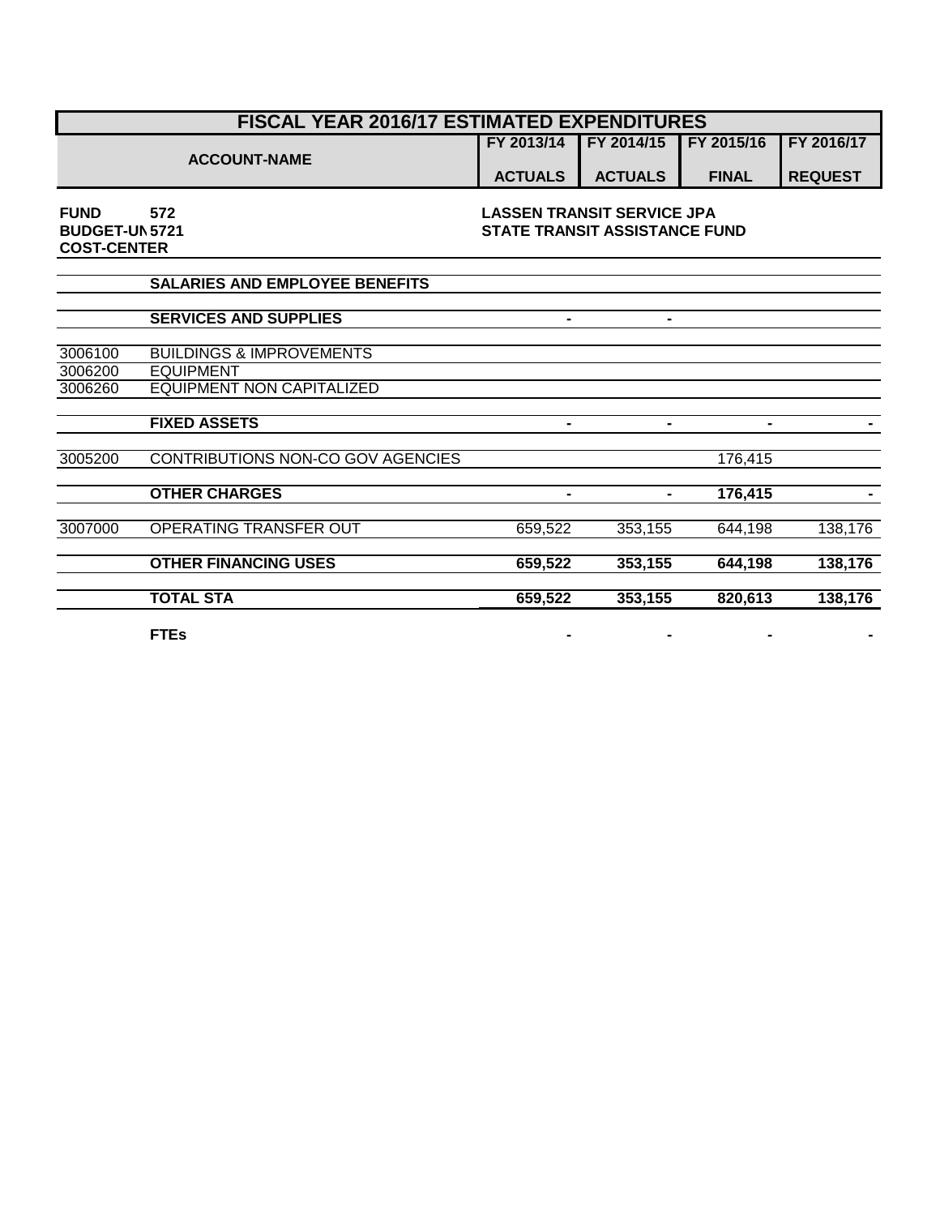| FISCAL YEAR 2016/17 ESTIMATED EXPENDITURES | | | | | |
|---|---|---|---|---|---|
| | ACCOUNT-NAME | FY 2013/14 ACTUALS | FY 2014/15 ACTUALS | FY 2015/16 FINAL | FY 2016/17 REQUEST |
| **FUND** | **572** | **LASSEN TRANSIT SERVICE JPA** | | | |
| **BUDGET-UN** | **5721** | **STATE TRANSIT ASSISTANCE FUND** | | | |
| **COST-CENTER** | | | | | |
| | **SALARIES AND EMPLOYEE BENEFITS** | | | | |
| | **SERVICES AND SUPPLIES** | **-** | **-** | | |
| 3006100 | BUILDINGS & IMPROVEMENTS | | | | |
| 3006200 | EQUIPMENT | | | | |
| 3006260 | EQUIPMENT NON CAPITALIZED | | | | |
| | **FIXED ASSETS** | **-** | **-** | **-** | **-** |
| 3005200 | CONTRIBUTIONS NON-CO GOV AGENCIES | | | 176,415 | |
| | **OTHER CHARGES** | **-** | **-** | **176,415** | **-** |
| 3007000 | OPERATING TRANSFER OUT | 659,522 | 353,155 | 644,198 | 138,176 |
| | **OTHER FINANCING USES** | **659,522** | **353,155** | **644,198** | **138,176** |
| | **TOTAL STA** | **659,522** | **353,155** | **820,613** | **138,176** |
| | **FTEs** | **-** | **-** | **-** | **-** |